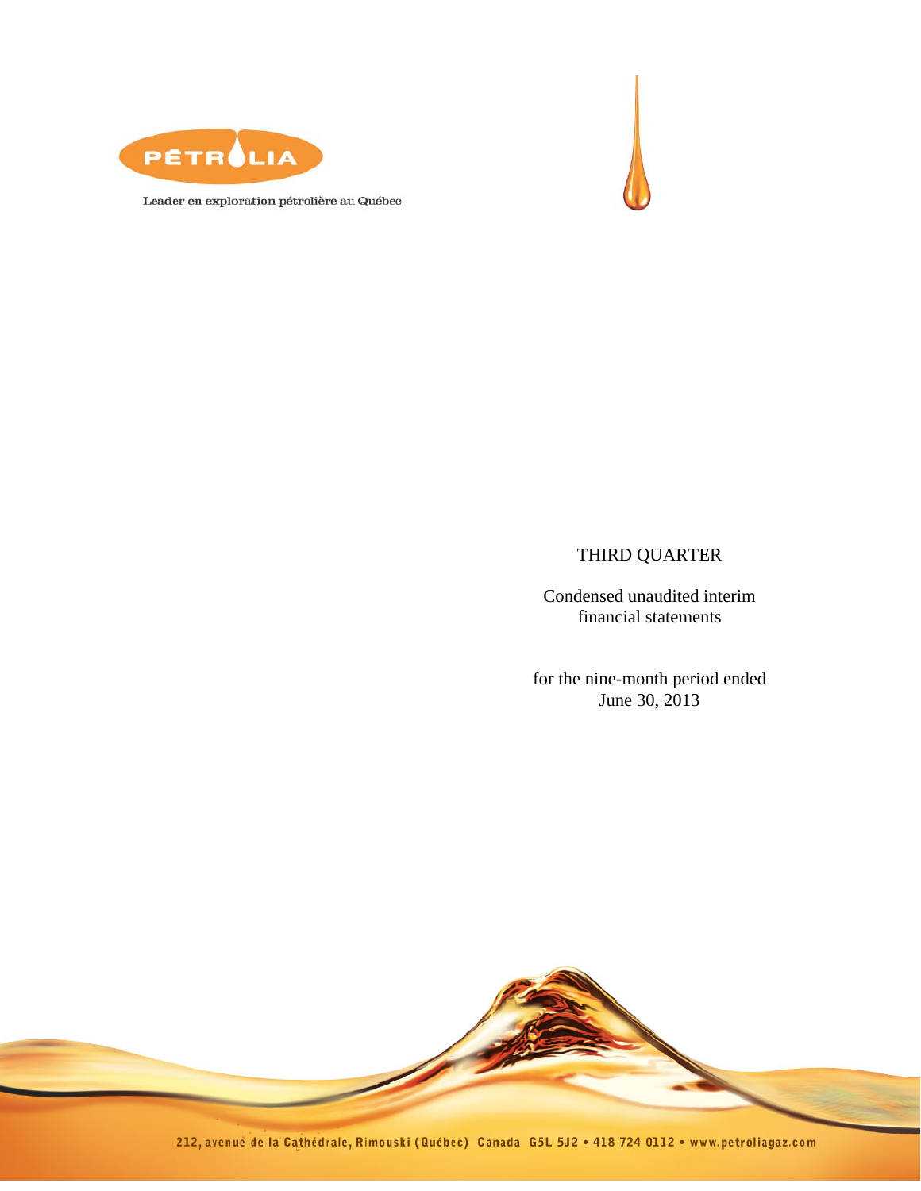PÉTROLIA

Leader en exploration pétrolière au Québec

THIRD QUARTER

Condensed unaudited interim financial statements

for the nine-month period ended June 30, 2013

212, avenue de la Cathédrale, Rimouski (Québec) Canada G5L 5J2 • 418 724 0112 • www.petroliagaz.com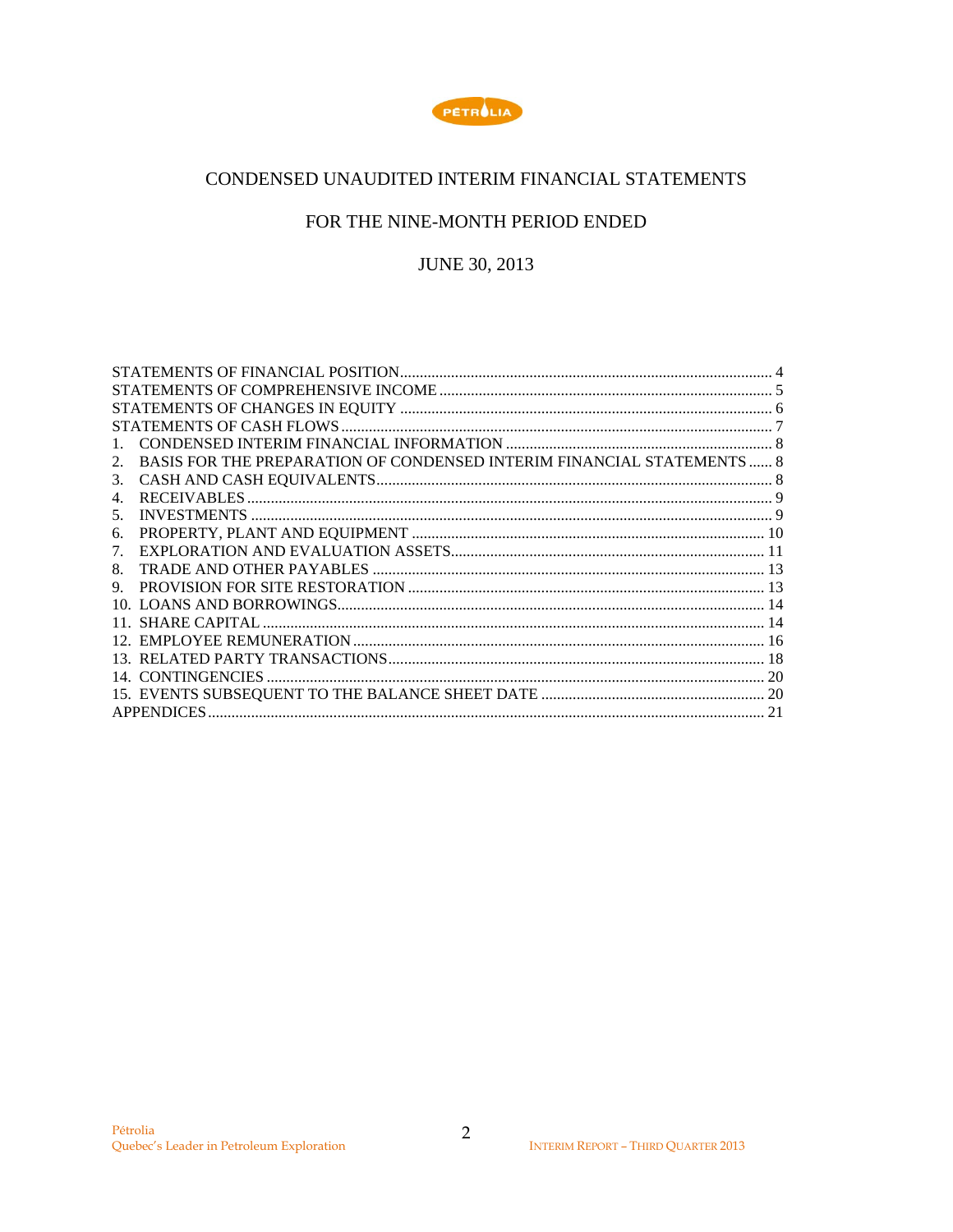# CONDENSED UNAUDITED INTERIM FINANCIAL STATEMENTS

## FOR THE NINE-MONTH PERIOD ENDED

## JUNE 30, 2013

STATEMENTS OF FINANCIAL POSITION ........ 4
STATEMENTS OF COMPREHENSIVE INCOME ........ 5
STATEMENTS OF CHANGES IN EQUITY ........ 6
STATEMENTS OF CASH FLOWS ........ 7
1. CONDENSED INTERIM FINANCIAL INFORMATION ........ 8
2. BASIS FOR THE PREPARATION OF CONDENSED INTERIM FINANCIAL STATEMENTS ........ 8
3. CASH AND CASH EQUIVALENTS ........ 8
4. RECEIVABLES ........ 9
5. INVESTMENTS ........ 9
6. PROPERTY, PLANT AND EQUIPMENT ........ 10
7. EXPLORATION AND EVALUATION ASSETS ........ 11
8. TRADE AND OTHER PAYABLES ........ 13
9. PROVISION FOR SITE RESTORATION ........ 13
10. LOANS AND BORROWINGS ........ 14
11. SHARE CAPITAL ........ 14
12. EMPLOYEE REMUNERATION ........ 16
13. RELATED PARTY TRANSACTIONS ........ 18
14. CONTINGENCIES ........ 20
15. EVENTS SUBSEQUENT TO THE BALANCE SHEET DATE ........ 20
APPENDICES ........ 21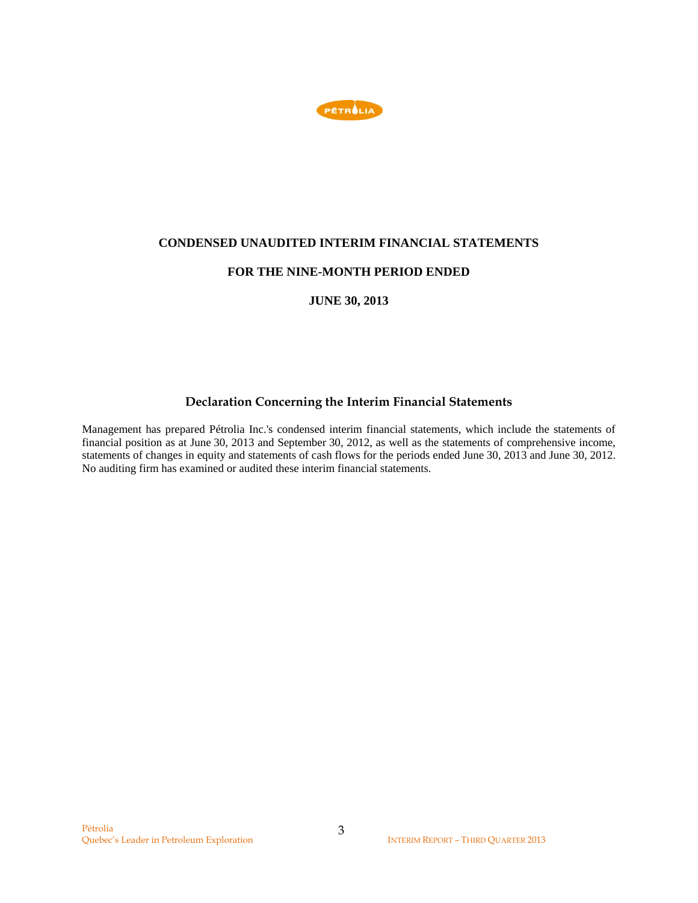**CONDENSED UNAUDITED INTERIM FINANCIAL STATEMENTS**

**FOR THE NINE-MONTH PERIOD ENDED**

**JUNE 30, 2013**

## Declaration Concerning the Interim Financial Statements

Management has prepared Pétrolia Inc.'s condensed interim financial statements, which include the statements of financial position as at June 30, 2013 and September 30, 2012, as well as the statements of comprehensive income, statements of changes in equity and statements of cash flows for the periods ended June 30, 2013 and June 30, 2012. No auditing firm has examined or audited these interim financial statements.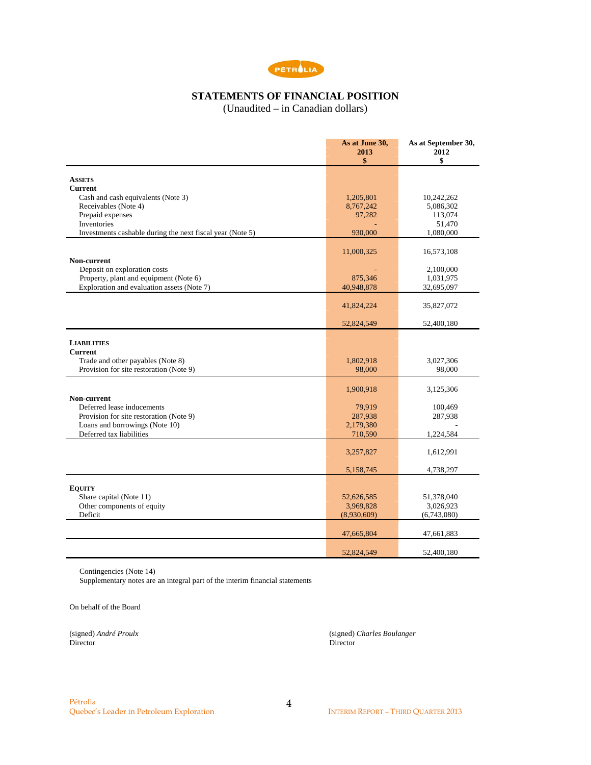# STATEMENTS OF FINANCIAL POSITION

(Unaudited – in Canadian dollars)

| | As at June 30, 2013 $ | As at September 30, 2012 $ |
|---|---|---|
| **ASSETS** | | |
| **Current** | | |
| Cash and cash equivalents (Note 3) | 1,205,801 | 10,242,262 |
| Receivables (Note 4) | 8,767,242 | 5,086,302 |
| Prepaid expenses | 97,282 | 113,074 |
| Inventories | - | 51,470 |
| Investments cashable during the next fiscal year (Note 5) | 930,000 | 1,080,000 |
| | 11,000,325 | 16,573,108 |
| **Non-current** | | |
| Deposit on exploration costs | - | 2,100,000 |
| Property, plant and equipment (Note 6) | 875,346 | 1,031,975 |
| Exploration and evaluation assets (Note 7) | 40,948,878 | 32,695,097 |
| | 41,824,224 | 35,827,072 |
| | 52,824,549 | 52,400,180 |
| **LIABILITIES** | | |
| **Current** | | |
| Trade and other payables (Note 8) | 1,802,918 | 3,027,306 |
| Provision for site restoration (Note 9) | 98,000 | 98,000 |
| | 1,900,918 | 3,125,306 |
| **Non-current** | | |
| Deferred lease inducements | 79,919 | 100,469 |
| Provision for site restoration (Note 9) | 287,938 | 287,938 |
| Loans and borrowings (Note 10) | 2,179,380 | - |
| Deferred tax liabilities | 710,590 | 1,224,584 |
| | 3,257,827 | 1,612,991 |
| | 5,158,745 | 4,738,297 |
| **EQUITY** | | |
| Share capital (Note 11) | 52,626,585 | 51,378,040 |
| Other components of equity | 3,969,828 | 3,026,923 |
| Deficit | (8,930,609) | (6,743,080) |
| | 47,665,804 | 47,661,883 |
| | 52,824,549 | 52,400,180 |

Contingencies (Note 14)

Supplementary notes are an integral part of the interim financial statements

On behalf of the Board

(signed) *André Proulx*
Director

(signed) *Charles Boulanger*
Director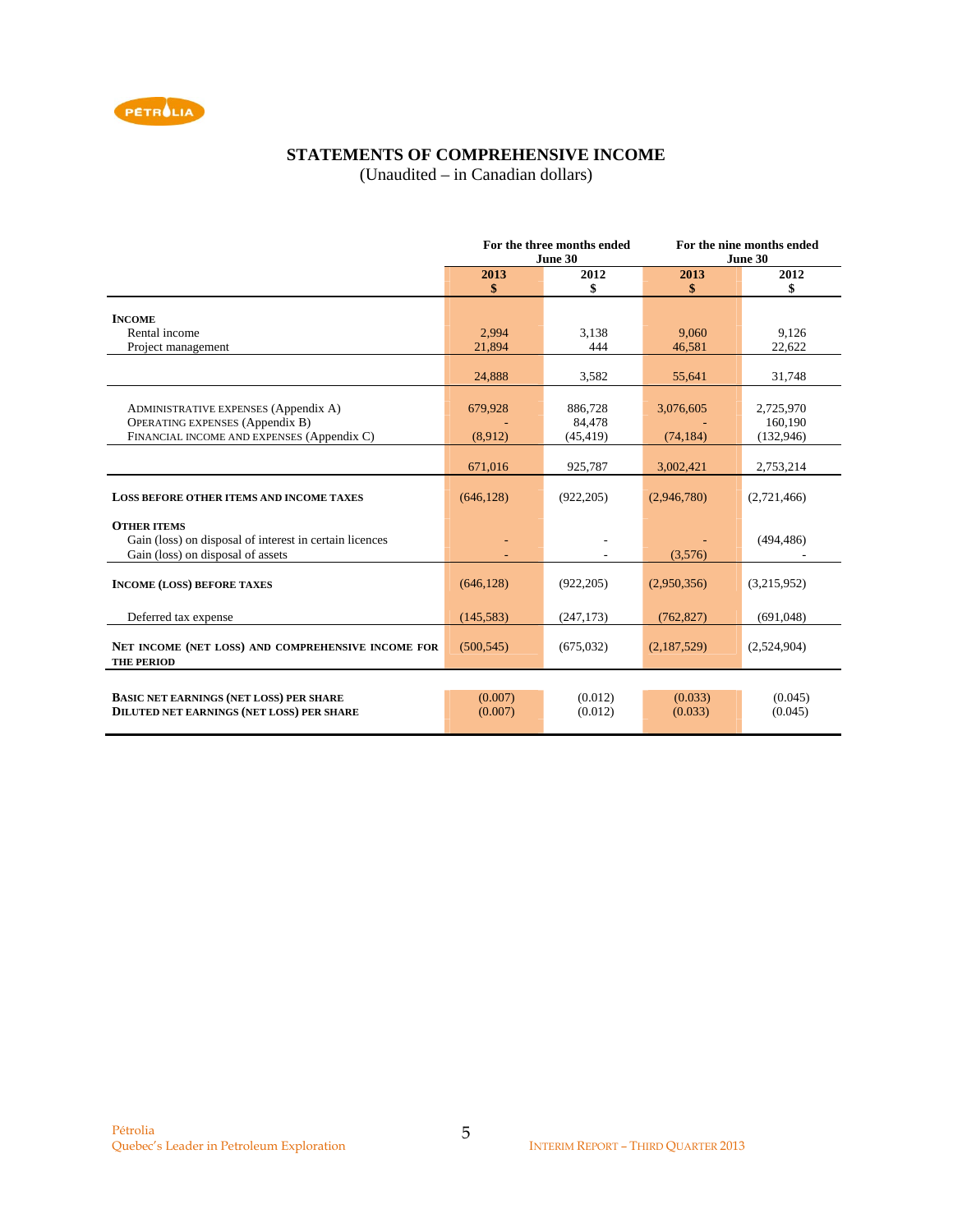## STATEMENTS OF COMPREHENSIVE INCOME

(Unaudited – in Canadian dollars)

| | For the three months ended June 30 | | For the nine months ended June 30 | |
|---|---|---|---|---|
| | 2013 $ | 2012 $ | 2013 $ | 2012 $ |
| **INCOME** | | | | |
| Rental income | 2,994 | 3,138 | 9,060 | 9,126 |
| Project management | 21,894 | 444 | 46,581 | 22,622 |
| | 24,888 | 3,582 | 55,641 | 31,748 |
| ADMINISTRATIVE EXPENSES (Appendix A) | 679,928 | 886,728 | 3,076,605 | 2,725,970 |
| OPERATING EXPENSES (Appendix B) | - | 84,478 | - | 160,190 |
| FINANCIAL INCOME AND EXPENSES (Appendix C) | (8,912) | (45,419) | (74,184) | (132,946) |
| | 671,016 | 925,787 | 3,002,421 | 2,753,214 |
| **LOSS BEFORE OTHER ITEMS AND INCOME TAXES** | (646,128) | (922,205) | (2,946,780) | (2,721,466) |
| **OTHER ITEMS** | | | | |
| Gain (loss) on disposal of interest in certain licences | - | - | - | (494,486) |
| Gain (loss) on disposal of assets | - | - | (3,576) | - |
| **INCOME (LOSS) BEFORE TAXES** | (646,128) | (922,205) | (2,950,356) | (3,215,952) |
| Deferred tax expense | (145,583) | (247,173) | (762,827) | (691,048) |
| **NET INCOME (NET LOSS) AND COMPREHENSIVE INCOME FOR THE PERIOD** | (500,545) | (675,032) | (2,187,529) | (2,524,904) |
| **BASIC NET EARNINGS (NET LOSS) PER SHARE** | (0.007) | (0.012) | (0.033) | (0.045) |
| **DILUTED NET EARNINGS (NET LOSS) PER SHARE** | (0.007) | (0.012) | (0.033) | (0.045) |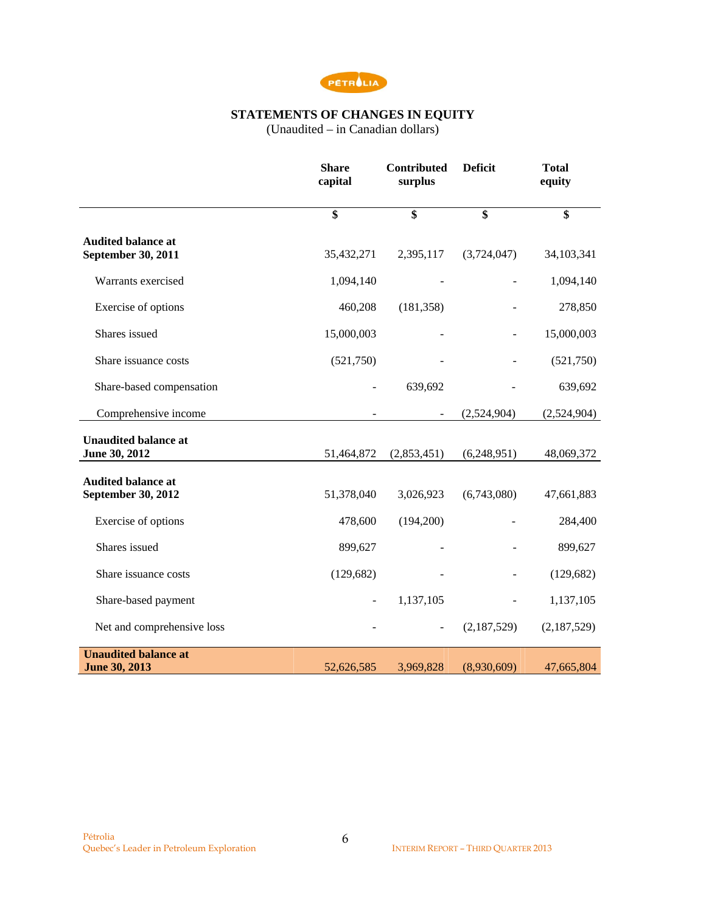PÉTROLIA

## STATEMENTS OF CHANGES IN EQUITY

(Unaudited – in Canadian dollars)

| | Share capital | Contributed surplus | Deficit | Total equity |
|---|---|---|---|---|
| | $ | $ | $ | $ |
| **Audited balance at September 30, 2011** | 35,432,271 | 2,395,117 | (3,724,047) | 34,103,341 |
| Warrants exercised | 1,094,140 | - | - | 1,094,140 |
| Exercise of options | 460,208 | (181,358) | - | 278,850 |
| Shares issued | 15,000,003 | - | - | 15,000,003 |
| Share issuance costs | (521,750) | - | - | (521,750) |
| Share-based compensation | - | 639,692 | - | 639,692 |
| Comprehensive income | - | - | (2,524,904) | (2,524,904) |
| **Unaudited balance at June 30, 2012** | 51,464,872 | (2,853,451) | (6,248,951) | 48,069,372 |
| **Audited balance at September 30, 2012** | 51,378,040 | 3,026,923 | (6,743,080) | 47,661,883 |
| Exercise of options | 478,600 | (194,200) | - | 284,400 |
| Shares issued | 899,627 | - | - | 899,627 |
| Share issuance costs | (129,682) | - | - | (129,682) |
| Share-based payment | - | 1,137,105 | - | 1,137,105 |
| Net and comprehensive loss | - | - | (2,187,529) | (2,187,529) |
| **Unaudited balance at June 30, 2013** | 52,626,585 | 3,969,828 | (8,930,609) | 47,665,804 |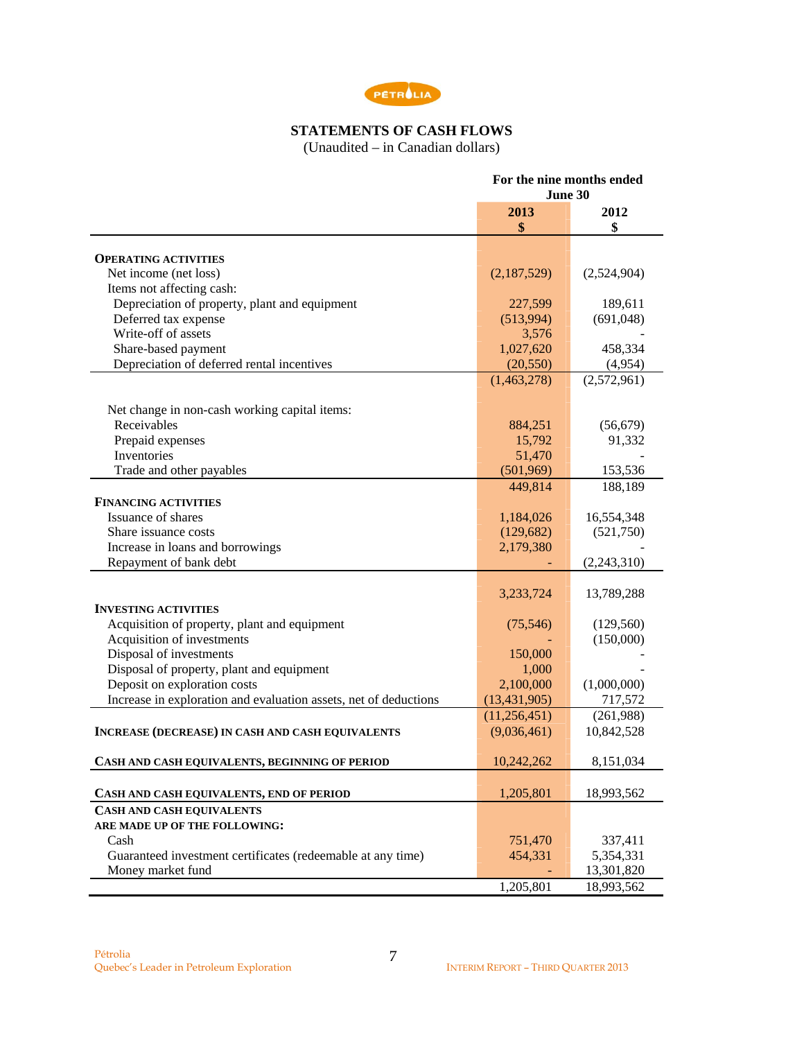## STATEMENTS OF CASH FLOWS

(Unaudited – in Canadian dollars)

| | For the nine months ended June 30 | |
|---|---|---|
| | 2013 $ | 2012 $ |
| **OPERATING ACTIVITIES** | | |
| Net income (net loss) | (2,187,529) | (2,524,904) |
| Items not affecting cash: | | |
| Depreciation of property, plant and equipment | 227,599 | 189,611 |
| Deferred tax expense | (513,994) | (691,048) |
| Write-off of assets | 3,576 | - |
| Share-based payment | 1,027,620 | 458,334 |
| Depreciation of deferred rental incentives | (20,550) | (4,954) |
| | (1,463,278) | (2,572,961) |
| Net change in non-cash working capital items: | | |
| Receivables | 884,251 | (56,679) |
| Prepaid expenses | 15,792 | 91,332 |
| Inventories | 51,470 | - |
| Trade and other payables | (501,969) | 153,536 |
| | 449,814 | 188,189 |
| **FINANCING ACTIVITIES** | | |
| Issuance of shares | 1,184,026 | 16,554,348 |
| Share issuance costs | (129,682) | (521,750) |
| Increase in loans and borrowings | 2,179,380 | - |
| Repayment of bank debt | - | (2,243,310) |
| | 3,233,724 | 13,789,288 |
| **INVESTING ACTIVITIES** | | |
| Acquisition of property, plant and equipment | (75,546) | (129,560) |
| Acquisition of investments | - | (150,000) |
| Disposal of investments | 150,000 | - |
| Disposal of property, plant and equipment | 1,000 | - |
| Deposit on exploration costs | 2,100,000 | (1,000,000) |
| Increase in exploration and evaluation assets, net of deductions | (13,431,905) | 717,572 |
| | (11,256,451) | (261,988) |
| **INCREASE (DECREASE) IN CASH AND CASH EQUIVALENTS** | (9,036,461) | 10,842,528 |
| **CASH AND CASH EQUIVALENTS, BEGINNING OF PERIOD** | 10,242,262 | 8,151,034 |
| **CASH AND CASH EQUIVALENTS, END OF PERIOD** | 1,205,801 | 18,993,562 |
| **CASH AND CASH EQUIVALENTS ARE MADE UP OF THE FOLLOWING:** | | |
| Cash | 751,470 | 337,411 |
| Guaranteed investment certificates (redeemable at any time) | 454,331 | 5,354,331 |
| Money market fund | - | 13,301,820 |
| | 1,205,801 | 18,993,562 |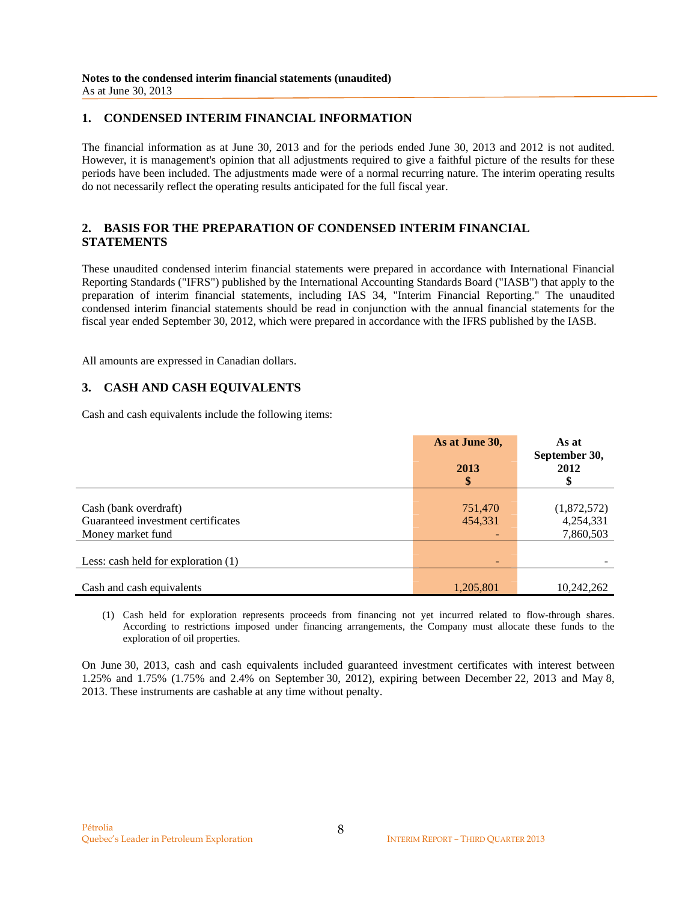**Notes to the condensed interim financial statements (unaudited)**
As at June 30, 2013

## 1. CONDENSED INTERIM FINANCIAL INFORMATION

The financial information as at June 30, 2013 and for the periods ended June 30, 2013 and 2012 is not audited. However, it is management's opinion that all adjustments required to give a faithful picture of the results for these periods have been included. The adjustments made were of a normal recurring nature. The interim operating results do not necessarily reflect the operating results anticipated for the full fiscal year.

## 2. BASIS FOR THE PREPARATION OF CONDENSED INTERIM FINANCIAL STATEMENTS

These unaudited condensed interim financial statements were prepared in accordance with International Financial Reporting Standards ("IFRS") published by the International Accounting Standards Board ("IASB") that apply to the preparation of interim financial statements, including IAS 34, "Interim Financial Reporting." The unaudited condensed interim financial statements should be read in conjunction with the annual financial statements for the fiscal year ended September 30, 2012, which were prepared in accordance with the IFRS published by the IASB.

All amounts are expressed in Canadian dollars.

## 3. CASH AND CASH EQUIVALENTS

Cash and cash equivalents include the following items:

| | As at June 30, 2013 $ | As at September 30, 2012 $ |
|---|---|---|
| Cash (bank overdraft) | 751,470 | (1,872,572) |
| Guaranteed investment certificates | 454,331 | 4,254,331 |
| Money market fund | - | 7,860,503 |
| Less: cash held for exploration (1) | - | - |
| Cash and cash equivalents | 1,205,801 | 10,242,262 |

(1) Cash held for exploration represents proceeds from financing not yet incurred related to flow-through shares. According to restrictions imposed under financing arrangements, the Company must allocate these funds to the exploration of oil properties.

On June 30, 2013, cash and cash equivalents included guaranteed investment certificates with interest between 1.25% and 1.75% (1.75% and 2.4% on September 30, 2012), expiring between December 22, 2013 and May 8, 2013. These instruments are cashable at any time without penalty.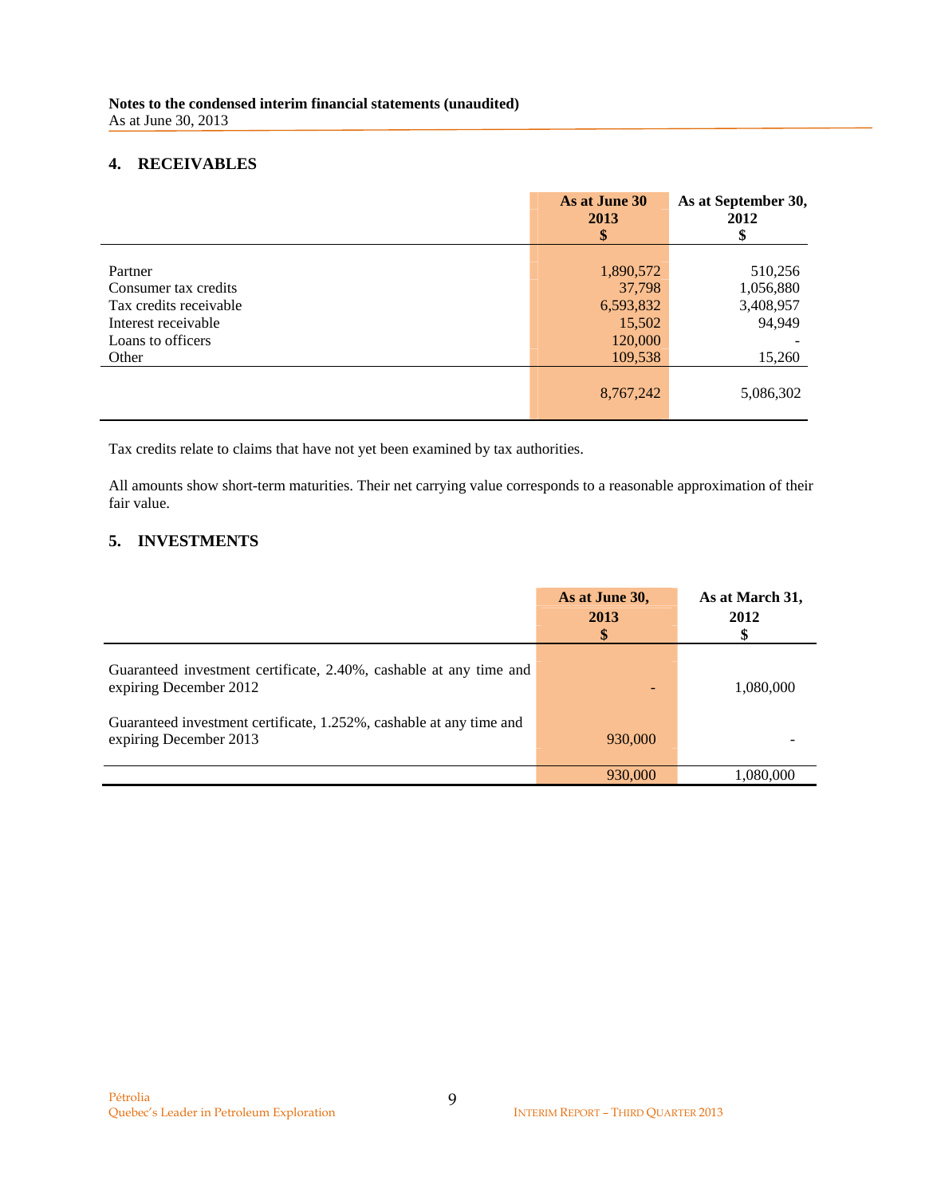**Notes to the condensed interim financial statements (unaudited)**
As at June 30, 2013

## 4. RECEIVABLES

| | As at June 30 2013 $ | As at September 30, 2012 $ |
|---|---|---|
| Partner | 1,890,572 | 510,256 |
| Consumer tax credits | 37,798 | 1,056,880 |
| Tax credits receivable | 6,593,832 | 3,408,957 |
| Interest receivable | 15,502 | 94,949 |
| Loans to officers | 120,000 | - |
| Other | 109,538 | 15,260 |
| | 8,767,242 | 5,086,302 |

Tax credits relate to claims that have not yet been examined by tax authorities.

All amounts show short-term maturities. Their net carrying value corresponds to a reasonable approximation of their fair value.

## 5. INVESTMENTS

| | As at June 30, 2013 $ | As at March 31, 2012 $ |
|---|---|---|
| Guaranteed investment certificate, 2.40%, cashable at any time and expiring December 2012 | - | 1,080,000 |
| Guaranteed investment certificate, 1.252%, cashable at any time and expiring December 2013 | 930,000 | - |
| | 930,000 | 1,080,000 |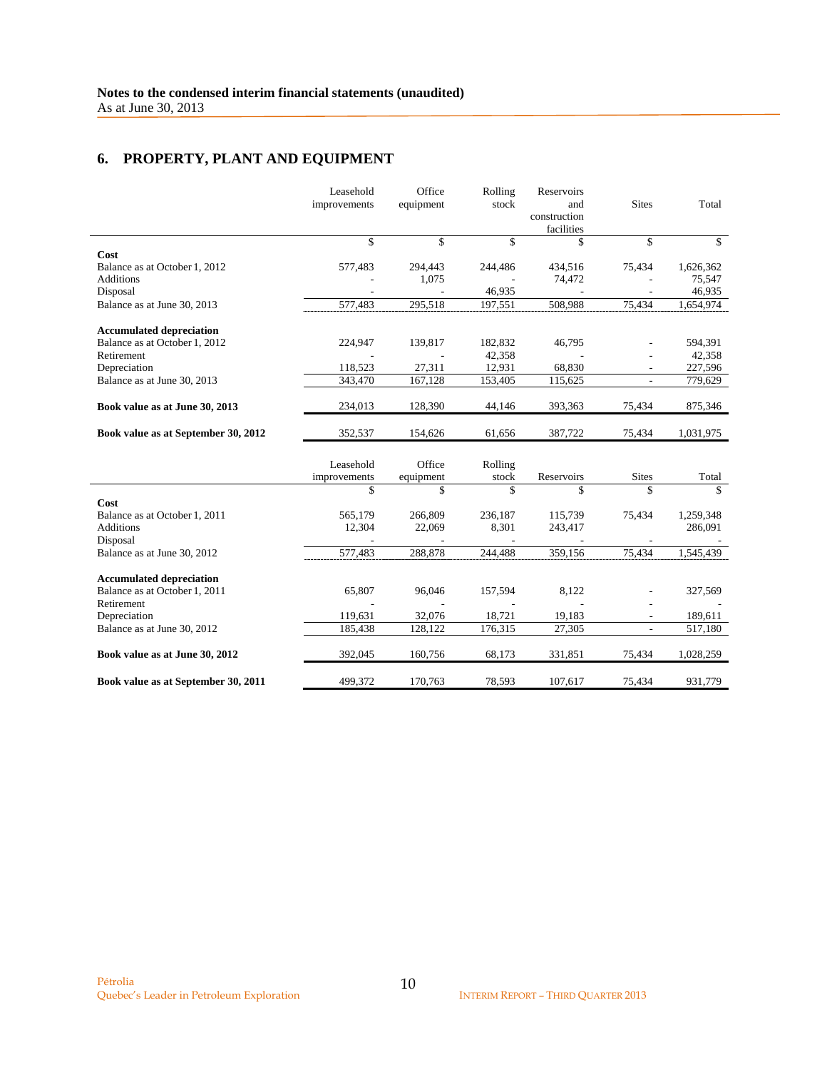**Notes to the condensed interim financial statements (unaudited)**
As at June 30, 2013

## 6. PROPERTY, PLANT AND EQUIPMENT

| | Leasehold improvements | Office equipment | Rolling stock | Reservoirs and construction facilities | Sites | Total |
|---|---|---|---|---|---|---|
| | $ | $ | $ | $ | $ | $ |
| **Cost** | | | | | | |
| Balance as at October 1, 2012 | 577,483 | 294,443 | 244,486 | 434,516 | 75,434 | 1,626,362 |
| Additions | - | 1,075 | - | 74,472 | - | 75,547 |
| Disposal | - | - | 46,935 | - | - | 46,935 |
| Balance as at June 30, 2013 | 577,483 | 295,518 | 197,551 | 508,988 | 75,434 | 1,654,974 |
| **Accumulated depreciation** | | | | | | |
| Balance as at October 1, 2012 | 224,947 | 139,817 | 182,832 | 46,795 | - | 594,391 |
| Retirement | - | - | 42,358 | - | - | 42,358 |
| Depreciation | 118,523 | 27,311 | 12,931 | 68,830 | - | 227,596 |
| Balance as at June 30, 2013 | 343,470 | 167,128 | 153,405 | 115,625 | - | 779,629 |
| **Book value as at June 30, 2013** | 234,013 | 128,390 | 44,146 | 393,363 | 75,434 | 875,346 |
| **Book value as at September 30, 2012** | 352,537 | 154,626 | 61,656 | 387,722 | 75,434 | 1,031,975 |

| | Leasehold improvements | Office equipment | Rolling stock | Reservoirs | Sites | Total |
|---|---|---|---|---|---|---|
| | $ | $ | $ | $ | $ | $ |
| **Cost** | | | | | | |
| Balance as at October 1, 2011 | 565,179 | 266,809 | 236,187 | 115,739 | 75,434 | 1,259,348 |
| Additions | 12,304 | 22,069 | 8,301 | 243,417 | | 286,091 |
| Disposal | - | - | - | - | - | - |
| Balance as at June 30, 2012 | 577,483 | 288,878 | 244,488 | 359,156 | 75,434 | 1,545,439 |
| **Accumulated depreciation** | | | | | | |
| Balance as at October 1, 2011 | 65,807 | 96,046 | 157,594 | 8,122 | - | 327,569 |
| Retirement | - | - | - | - | - | - |
| Depreciation | 119,631 | 32,076 | 18,721 | 19,183 | - | 189,611 |
| Balance as at June 30, 2012 | 185,438 | 128,122 | 176,315 | 27,305 | - | 517,180 |
| **Book value as at June 30, 2012** | 392,045 | 160,756 | 68,173 | 331,851 | 75,434 | 1,028,259 |
| **Book value as at September 30, 2011** | 499,372 | 170,763 | 78,593 | 107,617 | 75,434 | 931,779 |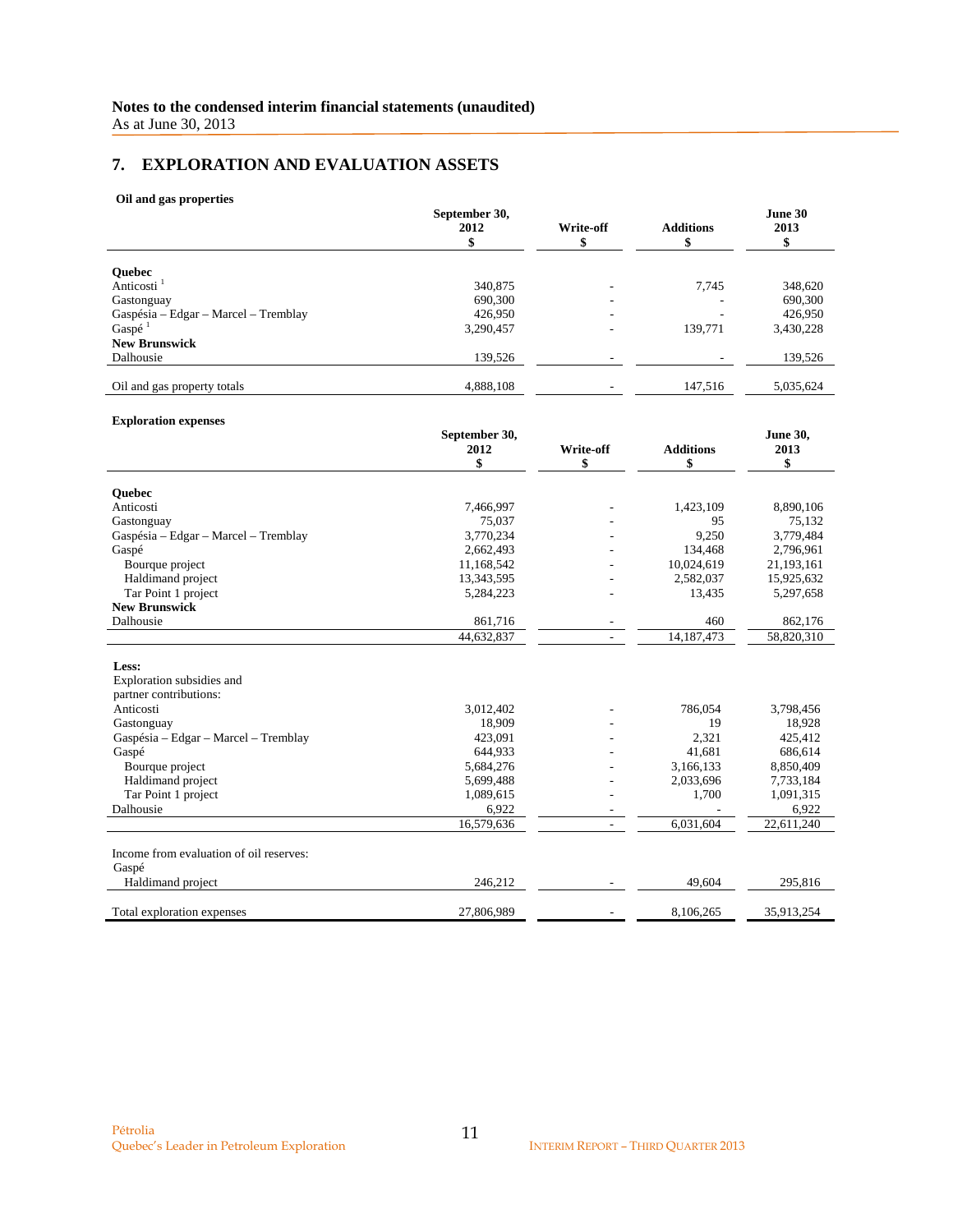**Notes to the condensed interim financial statements (unaudited)**
As at June 30, 2013

## 7. EXPLORATION AND EVALUATION ASSETS

**Oil and gas properties**

| | September 30, 2012 $ | Write-off $ | Additions $ | June 30 2013 $ |
|---|---|---|---|---|
| **Quebec** | | | | |
| Anticosti [1] | 340,875 | - | 7,745 | 348,620 |
| Gastonguay | 690,300 | - | - | 690,300 |
| Gaspésia – Edgar – Marcel – Tremblay | 426,950 | - | - | 426,950 |
| Gaspé [1] | 3,290,457 | - | 139,771 | 3,430,228 |
| **New Brunswick** | | | | |
| Dalhousie | 139,526 | - | - | 139,526 |
| Oil and gas property totals | 4,888,108 | - | 147,516 | 5,035,624 |

**Exploration expenses**

| | September 30, 2012 $ | Write-off $ | Additions $ | June 30, 2013 $ |
|---|---|---|---|---|
| **Quebec** | | | | |
| Anticosti | 7,466,997 | - | 1,423,109 | 8,890,106 |
| Gastonguay | 75,037 | - | 95 | 75,132 |
| Gaspésia – Edgar – Marcel – Tremblay | 3,770,234 | - | 9,250 | 3,779,484 |
| Gaspé | 2,662,493 | - | 134,468 | 2,796,961 |
| Bourque project | 11,168,542 | - | 10,024,619 | 21,193,161 |
| Haldimand project | 13,343,595 | - | 2,582,037 | 15,925,632 |
| Tar Point 1 project | 5,284,223 | - | 13,435 | 5,297,658 |
| **New Brunswick** | | | | |
| Dalhousie | 861,716 | - | 460 | 862,176 |
| | 44,632,837 | - | 14,187,473 | 58,820,310 |
| **Less:** | | | | |
| Exploration subsidies and partner contributions: | | | | |
| Anticosti | 3,012,402 | - | 786,054 | 3,798,456 |
| Gastonguay | 18,909 | - | 19 | 18,928 |
| Gaspésia – Edgar – Marcel – Tremblay | 423,091 | - | 2,321 | 425,412 |
| Gaspé | 644,933 | - | 41,681 | 686,614 |
| Bourque project | 5,684,276 | - | 3,166,133 | 8,850,409 |
| Haldimand project | 5,699,488 | - | 2,033,696 | 7,733,184 |
| Tar Point 1 project | 1,089,615 | - | 1,700 | 1,091,315 |
| Dalhousie | 6,922 | - | - | 6,922 |
| | 16,579,636 | - | 6,031,604 | 22,611,240 |
| Income from evaluation of oil reserves: | | | | |
| Gaspé | | | | |
| Haldimand project | 246,212 | - | 49,604 | 295,816 |
| Total exploration expenses | 27,806,989 | - | 8,106,265 | 35,913,254 |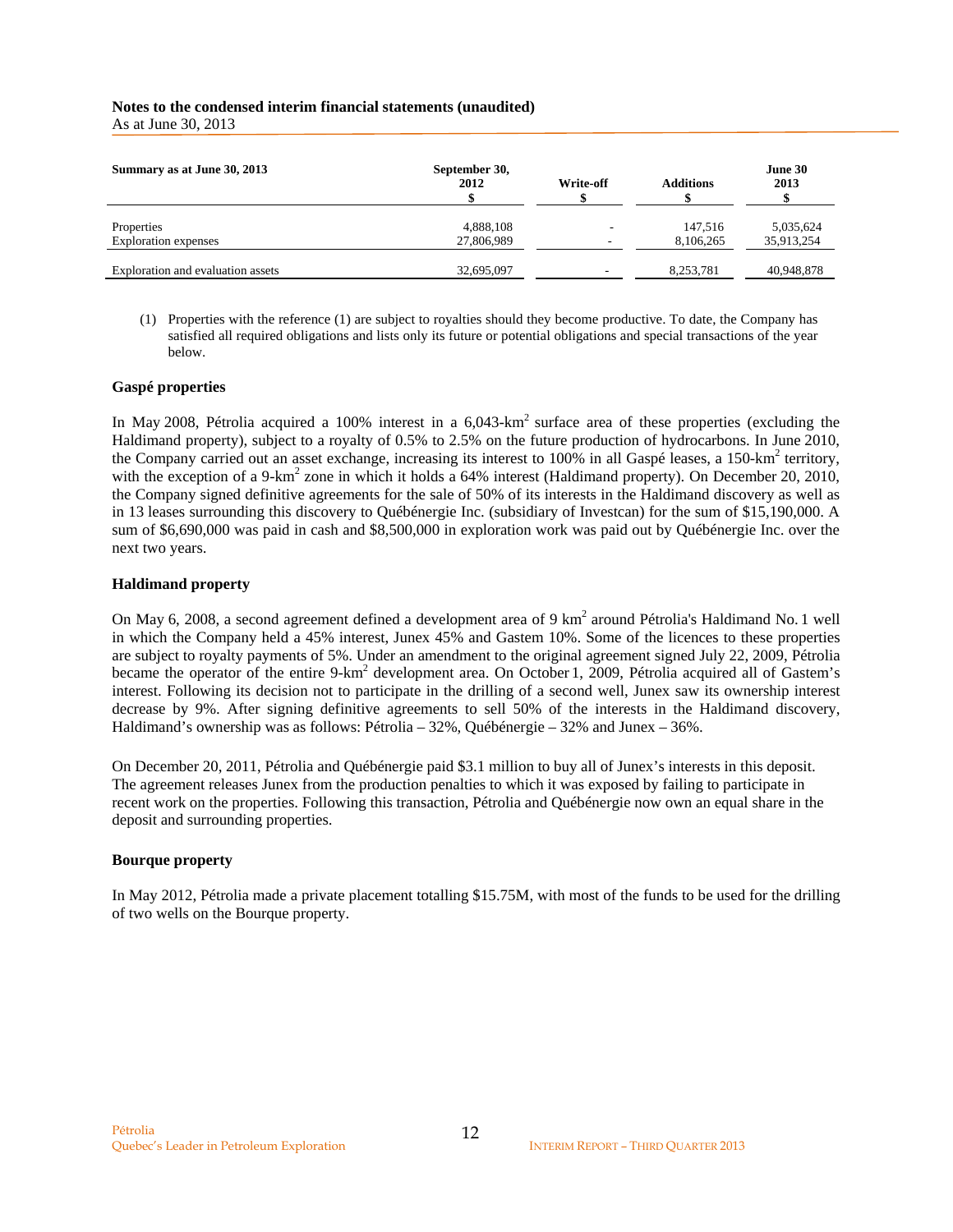**Notes to the condensed interim financial statements (unaudited)**
As at June 30, 2013

| Summary as at June 30, 2013 | September 30, 2012 $ | Write-off $ | Additions $ | June 30 2013 $ |
|---|---|---|---|---|
| Properties | 4,888,108 | - | 147,516 | 5,035,624 |
| Exploration expenses | 27,806,989 | - | 8,106,265 | 35,913,254 |
| Exploration and evaluation assets | 32,695,097 | - | 8,253,781 | 40,948,878 |

(1) Properties with the reference (1) are subject to royalties should they become productive. To date, the Company has satisfied all required obligations and lists only its future or potential obligations and special transactions of the year below.

**Gaspé properties**

In May 2008, Pétrolia acquired a 100% interest in a 6,043-km$^2$ surface area of these properties (excluding the Haldimand property), subject to a royalty of 0.5% to 2.5% on the future production of hydrocarbons. In June 2010, the Company carried out an asset exchange, increasing its interest to 100% in all Gaspé leases, a 150-km$^2$ territory, with the exception of a 9-km$^2$ zone in which it holds a 64% interest (Haldimand property). On December 20, 2010, the Company signed definitive agreements for the sale of 50% of its interests in the Haldimand discovery as well as in 13 leases surrounding this discovery to Québénergie Inc. (subsidiary of Investcan) for the sum of $15,190,000. A sum of $6,690,000 was paid in cash and $8,500,000 in exploration work was paid out by Québénergie Inc. over the next two years.

**Haldimand property**

On May 6, 2008, a second agreement defined a development area of 9 km$^2$ around Pétrolia's Haldimand No. 1 well in which the Company held a 45% interest, Junex 45% and Gastem 10%. Some of the licences to these properties are subject to royalty payments of 5%. Under an amendment to the original agreement signed July 22, 2009, Pétrolia became the operator of the entire 9-km$^2$ development area. On October 1, 2009, Pétrolia acquired all of Gastem's interest. Following its decision not to participate in the drilling of a second well, Junex saw its ownership interest decrease by 9%. After signing definitive agreements to sell 50% of the interests in the Haldimand discovery, Haldimand's ownership was as follows: Pétrolia – 32%, Québénergie – 32% and Junex – 36%.

On December 20, 2011, Pétrolia and Québénergie paid $3.1 million to buy all of Junex's interests in this deposit. The agreement releases Junex from the production penalties to which it was exposed by failing to participate in recent work on the properties. Following this transaction, Pétrolia and Québénergie now own an equal share in the deposit and surrounding properties.

**Bourque property**

In May 2012, Pétrolia made a private placement totalling $15.75M, with most of the funds to be used for the drilling of two wells on the Bourque property.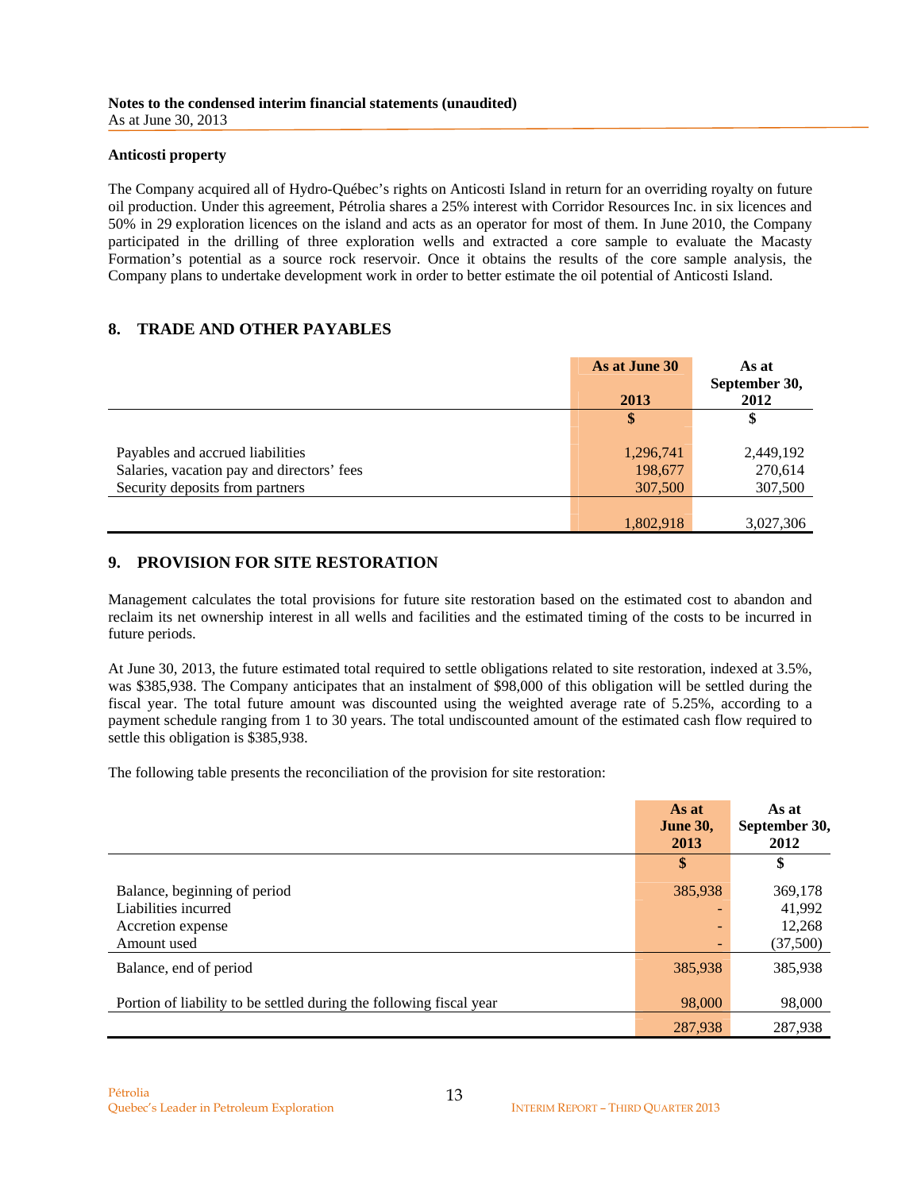**Anticosti property**

The Company acquired all of Hydro-Québec's rights on Anticosti Island in return for an overriding royalty on future oil production. Under this agreement, Pétrolia shares a 25% interest with Corridor Resources Inc. in six licences and 50% in 29 exploration licences on the island and acts as an operator for most of them. In June 2010, the Company participated in the drilling of three exploration wells and extracted a core sample to evaluate the Macasty Formation's potential as a source rock reservoir. Once it obtains the results of the core sample analysis, the Company plans to undertake development work in order to better estimate the oil potential of Anticosti Island.

## 8. TRADE AND OTHER PAYABLES

| | As at June 30 2013 | As at September 30, 2012 |
|---|---|---|
| | $ | $ |
| Payables and accrued liabilities | 1,296,741 | 2,449,192 |
| Salaries, vacation pay and directors' fees | 198,677 | 270,614 |
| Security deposits from partners | 307,500 | 307,500 |
| | 1,802,918 | 3,027,306 |

## 9. PROVISION FOR SITE RESTORATION

Management calculates the total provisions for future site restoration based on the estimated cost to abandon and reclaim its net ownership interest in all wells and facilities and the estimated timing of the costs to be incurred in future periods.

At June 30, 2013, the future estimated total required to settle obligations related to site restoration, indexed at 3.5%, was $385,938. The Company anticipates that an instalment of $98,000 of this obligation will be settled during the fiscal year. The total future amount was discounted using the weighted average rate of 5.25%, according to a payment schedule ranging from 1 to 30 years. The total undiscounted amount of the estimated cash flow required to settle this obligation is $385,938.

The following table presents the reconciliation of the provision for site restoration:

| | As at June 30, 2013 | As at September 30, 2012 |
|---|---|---|
| | $ | $ |
| Balance, beginning of period | 385,938 | 369,178 |
| Liabilities incurred | - | 41,992 |
| Accretion expense | - | 12,268 |
| Amount used | - | (37,500) |
| Balance, end of period | 385,938 | 385,938 |
| Portion of liability to be settled during the following fiscal year | 98,000 | 98,000 |
| | 287,938 | 287,938 |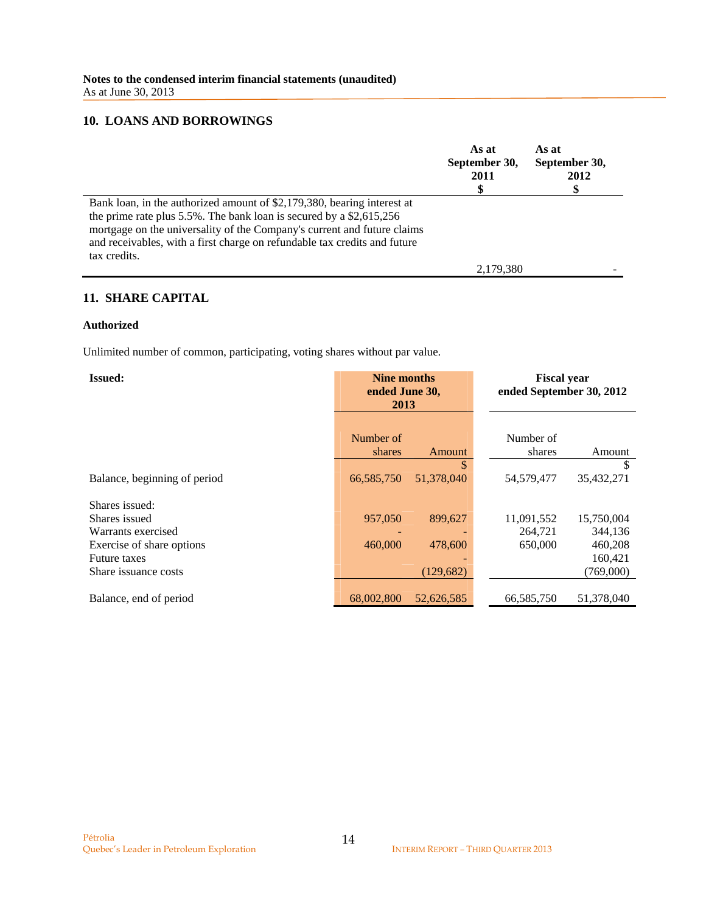**Notes to the condensed interim financial statements (unaudited)**
As at June 30, 2013

## 10. LOANS AND BORROWINGS

| | As at September 30, 2011 $ | As at September 30, 2012 $ |
|---|---|---|
| Bank loan, in the authorized amount of $2,179,380, bearing interest at the prime rate plus 5.5%. The bank loan is secured by a $2,615,256 mortgage on the universality of the Company's current and future claims and receivables, with a first charge on refundable tax credits and future tax credits. | 2,179,380 | - |

## 11. SHARE CAPITAL

### Authorized

Unlimited number of common, participating, voting shares without par value.

| Issued: | Nine months ended June 30, 2013 | | Fiscal year ended September 30, 2012 | |
|---|---|---|---|---|
| | Number of shares | Amount $ | Number of shares | Amount $ |
| Balance, beginning of period | 66,585,750 | 51,378,040 | 54,579,477 | 35,432,271 |
| Shares issued: | | | | |
| Shares issued | 957,050 | 899,627 | 11,091,552 | 15,750,004 |
| Warrants exercised | - | - | 264,721 | 344,136 |
| Exercise of share options | 460,000 | 478,600 | 650,000 | 460,208 |
| Future taxes | | - | | 160,421 |
| Share issuance costs | | (129,682) | | (769,000) |
| Balance, end of period | 68,002,800 | 52,626,585 | 66,585,750 | 51,378,040 |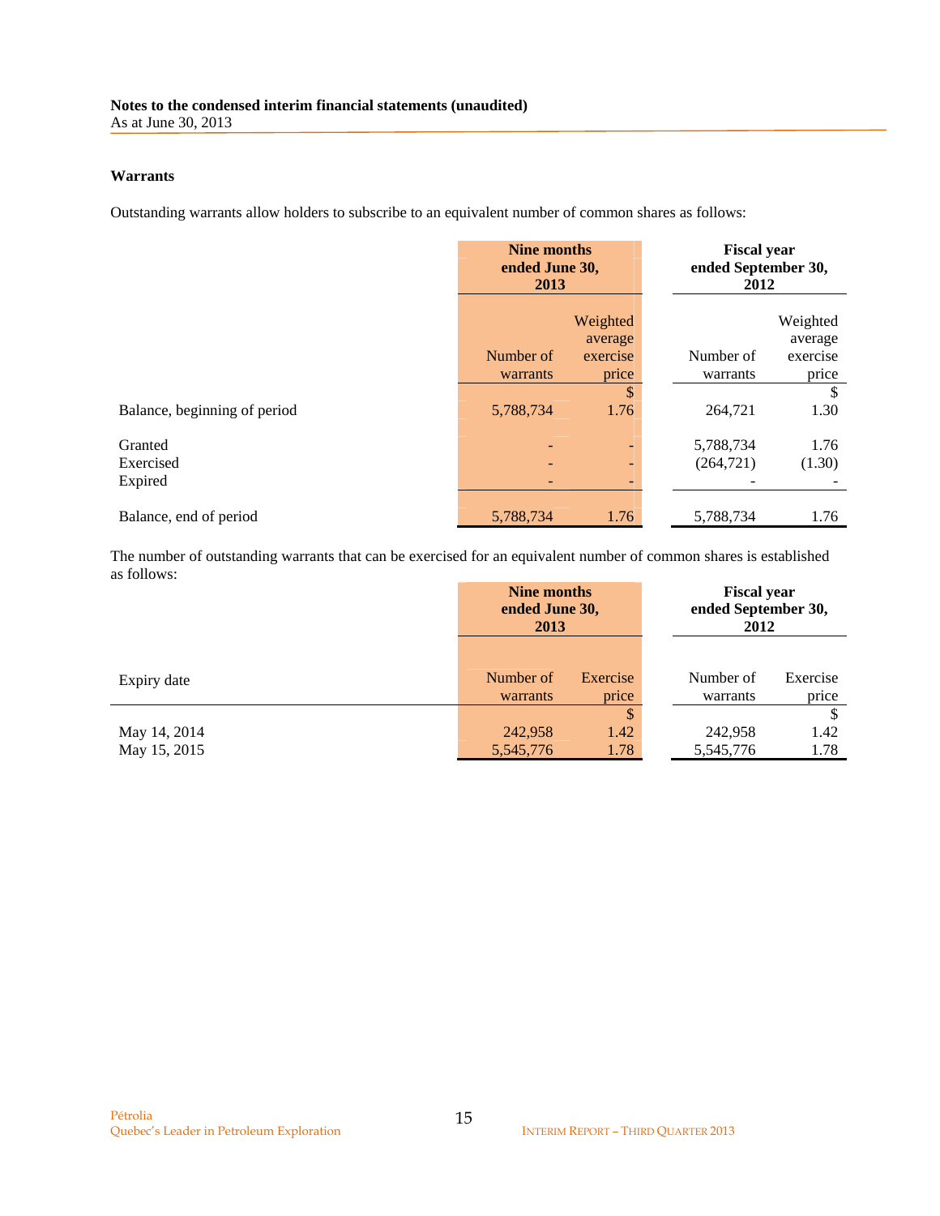**Notes to the condensed interim financial statements (unaudited)**
As at June 30, 2013

### Warrants

Outstanding warrants allow holders to subscribe to an equivalent number of common shares as follows:

| | Nine months ended June 30, 2013 | | Fiscal year ended September 30, 2012 | |
|---|---|---|---|---|
| | Number of warrants | Weighted average exercise price | Number of warrants | Weighted average exercise price |
| | | $ | | $ |
| Balance, beginning of period | 5,788,734 | 1.76 | 264,721 | 1.30 |
| Granted | - | - | 5,788,734 | 1.76 |
| Exercised | - | - | (264,721) | (1.30) |
| Expired | - | - | - | - |
| Balance, end of period | 5,788,734 | 1.76 | 5,788,734 | 1.76 |

The number of outstanding warrants that can be exercised for an equivalent number of common shares is established as follows:

| | Nine months ended June 30, 2013 | | Fiscal year ended September 30, 2012 | |
|---|---|---|---|---|
| Expiry date | Number of warrants | Exercise price | Number of warrants | Exercise price |
| | | $ | | $ |
| May 14, 2014 | 242,958 | 1.42 | 242,958 | 1.42 |
| May 15, 2015 | 5,545,776 | 1.78 | 5,545,776 | 1.78 |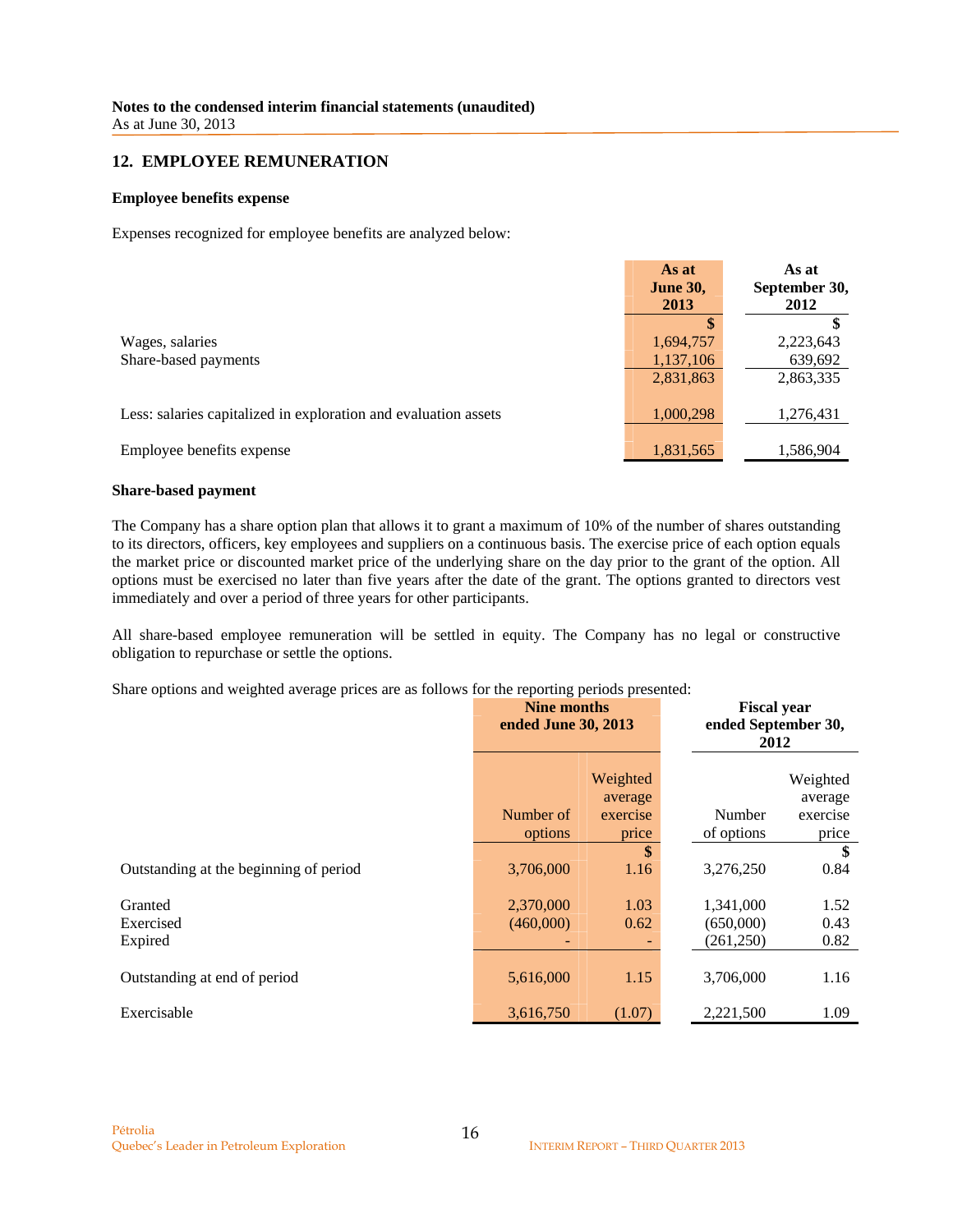**Notes to the condensed interim financial statements (unaudited)**
As at June 30, 2013

## 12. EMPLOYEE REMUNERATION

### Employee benefits expense

Expenses recognized for employee benefits are analyzed below:

| | As at June 30, 2013 | As at September 30, 2012 |
|---|---|---|
| | $ | $ |
| Wages, salaries | 1,694,757 | 2,223,643 |
| Share-based payments | 1,137,106 | 639,692 |
| | 2,831,863 | 2,863,335 |
| Less: salaries capitalized in exploration and evaluation assets | 1,000,298 | 1,276,431 |
| Employee benefits expense | 1,831,565 | 1,586,904 |

### Share-based payment

The Company has a share option plan that allows it to grant a maximum of 10% of the number of shares outstanding to its directors, officers, key employees and suppliers on a continuous basis. The exercise price of each option equals the market price or discounted market price of the underlying share on the day prior to the grant of the option. All options must be exercised no later than five years after the date of the grant. The options granted to directors vest immediately and over a period of three years for other participants.

All share-based employee remuneration will be settled in equity. The Company has no legal or constructive obligation to repurchase or settle the options.

Share options and weighted average prices are as follows for the reporting periods presented:

| | Nine months ended June 30, 2013 | | Fiscal year ended September 30, 2012 | |
|---|---|---|---|---|
| | Number of options | Weighted average exercise price | Number of options | Weighted average exercise price |
| | | $ | | $ |
| Outstanding at the beginning of period | 3,706,000 | 1.16 | 3,276,250 | 0.84 |
| Granted | 2,370,000 | 1.03 | 1,341,000 | 1.52 |
| Exercised | (460,000) | 0.62 | (650,000) | 0.43 |
| Expired | - | - | (261,250) | 0.82 |
| Outstanding at end of period | 5,616,000 | 1.15 | 3,706,000 | 1.16 |
| Exercisable | 3,616,750 | (1.07) | 2,221,500 | 1.09 |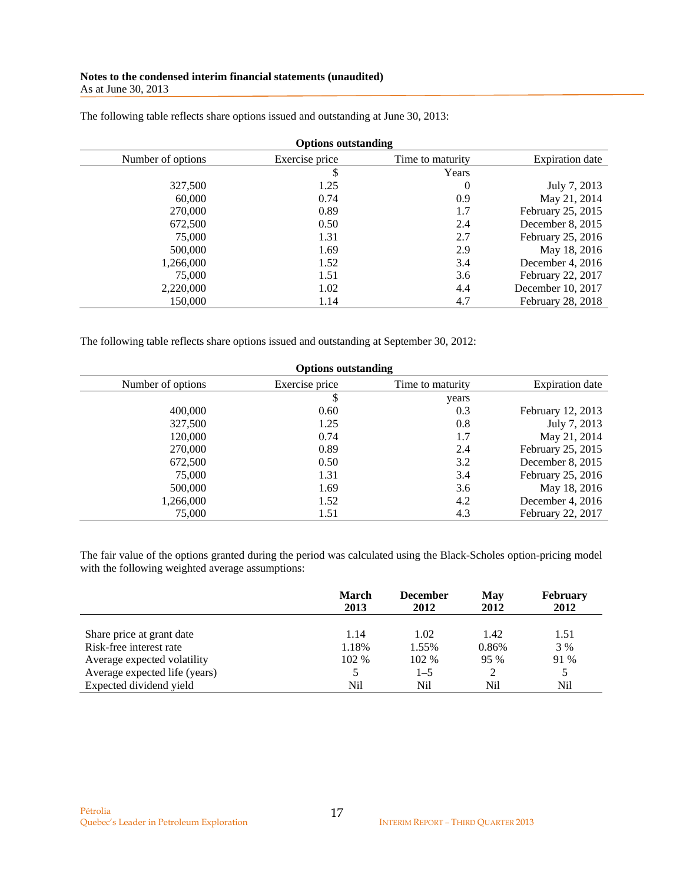The following table reflects share options issued and outstanding at June 30, 2013:

| Options outstanding | | | |
|---|---|---|---|
| Number of options | Exercise price | Time to maturity | Expiration date |
| | $ | Years | |
| 327,500 | 1.25 | 0 | July 7, 2013 |
| 60,000 | 0.74 | 0.9 | May 21, 2014 |
| 270,000 | 0.89 | 1.7 | February 25, 2015 |
| 672,500 | 0.50 | 2.4 | December 8, 2015 |
| 75,000 | 1.31 | 2.7 | February 25, 2016 |
| 500,000 | 1.69 | 2.9 | May 18, 2016 |
| 1,266,000 | 1.52 | 3.4 | December 4, 2016 |
| 75,000 | 1.51 | 3.6 | February 22, 2017 |
| 2,220,000 | 1.02 | 4.4 | December 10, 2017 |
| 150,000 | 1.14 | 4.7 | February 28, 2018 |

The following table reflects share options issued and outstanding at September 30, 2012:

| Options outstanding | | | |
|---|---|---|---|
| Number of options | Exercise price | Time to maturity | Expiration date |
| | $ | years | |
| 400,000 | 0.60 | 0.3 | February 12, 2013 |
| 327,500 | 1.25 | 0.8 | July 7, 2013 |
| 120,000 | 0.74 | 1.7 | May 21, 2014 |
| 270,000 | 0.89 | 2.4 | February 25, 2015 |
| 672,500 | 0.50 | 3.2 | December 8, 2015 |
| 75,000 | 1.31 | 3.4 | February 25, 2016 |
| 500,000 | 1.69 | 3.6 | May 18, 2016 |
| 1,266,000 | 1.52 | 4.2 | December 4, 2016 |
| 75,000 | 1.51 | 4.3 | February 22, 2017 |

The fair value of the options granted during the period was calculated using the Black-Scholes option-pricing model with the following weighted average assumptions:

| | **March 2013** | **December 2012** | **May 2012** | **February 2012** |
|---|---|---|---|---|
| Share price at grant date | 1.14 | 1.02 | 1.42 | 1.51 |
| Risk-free interest rate | 1.18% | 1.55% | 0.86% | 3 % |
| Average expected volatility | 102 % | 102 % | 95 % | 91 % |
| Average expected life (years) | 5 | 1–5 | 2 | 5 |
| Expected dividend yield | Nil | Nil | Nil | Nil |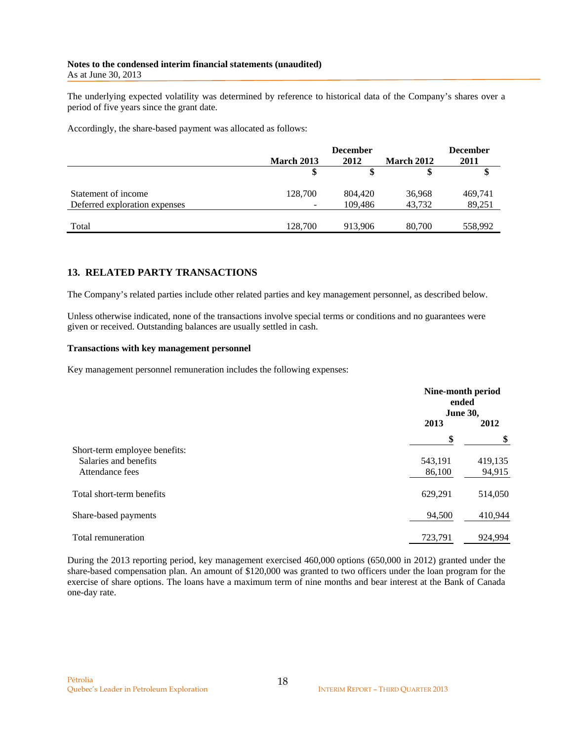The underlying expected volatility was determined by reference to historical data of the Company's shares over a period of five years since the grant date.

Accordingly, the share-based payment was allocated as follows:

| | March 2013 | December 2012 | March 2012 | December 2011 |
|---|---|---|---|---|
| | $ | $ | $ | $ |
| Statement of income | 128,700 | 804,420 | 36,968 | 469,741 |
| Deferred exploration expenses | - | 109,486 | 43,732 | 89,251 |
| Total | 128,700 | 913,906 | 80,700 | 558,992 |

## 13. RELATED PARTY TRANSACTIONS

The Company's related parties include other related parties and key management personnel, as described below.

Unless otherwise indicated, none of the transactions involve special terms or conditions and no guarantees were given or received. Outstanding balances are usually settled in cash.

**Transactions with key management personnel**

Key management personnel remuneration includes the following expenses:

| | Nine-month period ended June 30, | |
|---|---|---|
| | 2013 | 2012 |
| | $ | $ |
| Short-term employee benefits: | | |
| Salaries and benefits | 543,191 | 419,135 |
| Attendance fees | 86,100 | 94,915 |
| Total short-term benefits | 629,291 | 514,050 |
| Share-based payments | 94,500 | 410,944 |
| Total remuneration | 723,791 | 924,994 |

During the 2013 reporting period, key management exercised 460,000 options (650,000 in 2012) granted under the share-based compensation plan. An amount of $120,000 was granted to two officers under the loan program for the exercise of share options. The loans have a maximum term of nine months and bear interest at the Bank of Canada one-day rate.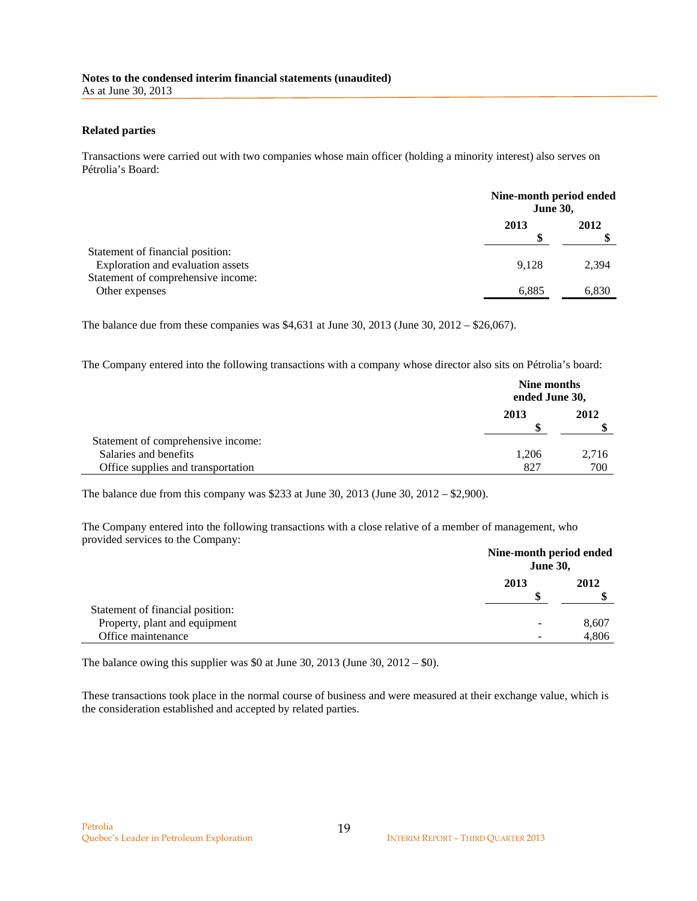**Notes to the condensed interim financial statements (unaudited)**
As at June 30, 2013

**Related parties**

Transactions were carried out with two companies whose main officer (holding a minority interest) also serves on Pétrolia's Board:

| | Nine-month period ended June 30, | |
|---|---|---|
| | 2013 | 2012 |
| | $ | $ |
| Statement of financial position: | | |
| Exploration and evaluation assets | 9,128 | 2,394 |
| Statement of comprehensive income: | | |
| Other expenses | 6,885 | 6,830 |

The balance due from these companies was $4,631 at June 30, 2013 (June 30, 2012 – $26,067).

The Company entered into the following transactions with a company whose director also sits on Pétrolia's board:

| | Nine months ended June 30, | |
|---|---|---|
| | 2013 | 2012 |
| | $ | $ |
| Statement of comprehensive income: | | |
| Salaries and benefits | 1,206 | 2,716 |
| Office supplies and transportation | 827 | 700 |

The balance due from this company was $233 at June 30, 2013 (June 30, 2012 – $2,900).

The Company entered into the following transactions with a close relative of a member of management, who provided services to the Company:

| | Nine-month period ended June 30, | |
|---|---|---|
| | 2013 | 2012 |
| | $ | $ |
| Statement of financial position: | | |
| Property, plant and equipment | - | 8,607 |
| Office maintenance | - | 4,806 |

The balance owing this supplier was $0 at June 30, 2013 (June 30, 2012 – $0).

These transactions took place in the normal course of business and were measured at their exchange value, which is the consideration established and accepted by related parties.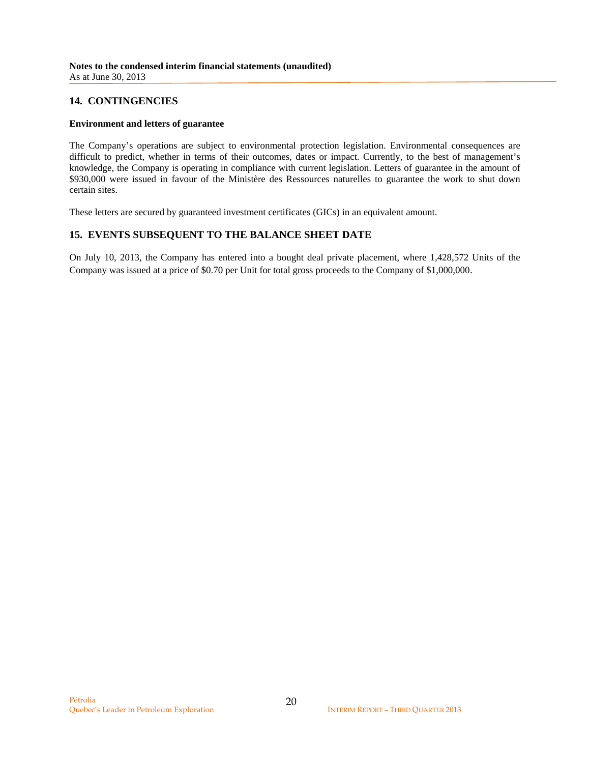## 14. CONTINGENCIES

**Environment and letters of guarantee**

The Company's operations are subject to environmental protection legislation. Environmental consequences are difficult to predict, whether in terms of their outcomes, dates or impact. Currently, to the best of management's knowledge, the Company is operating in compliance with current legislation. Letters of guarantee in the amount of $930,000 were issued in favour of the Ministère des Ressources naturelles to guarantee the work to shut down certain sites.

These letters are secured by guaranteed investment certificates (GICs) in an equivalent amount.

## 15. EVENTS SUBSEQUENT TO THE BALANCE SHEET DATE

On July 10, 2013, the Company has entered into a bought deal private placement, where 1,428,572 Units of the Company was issued at a price of $0.70 per Unit for total gross proceeds to the Company of $1,000,000.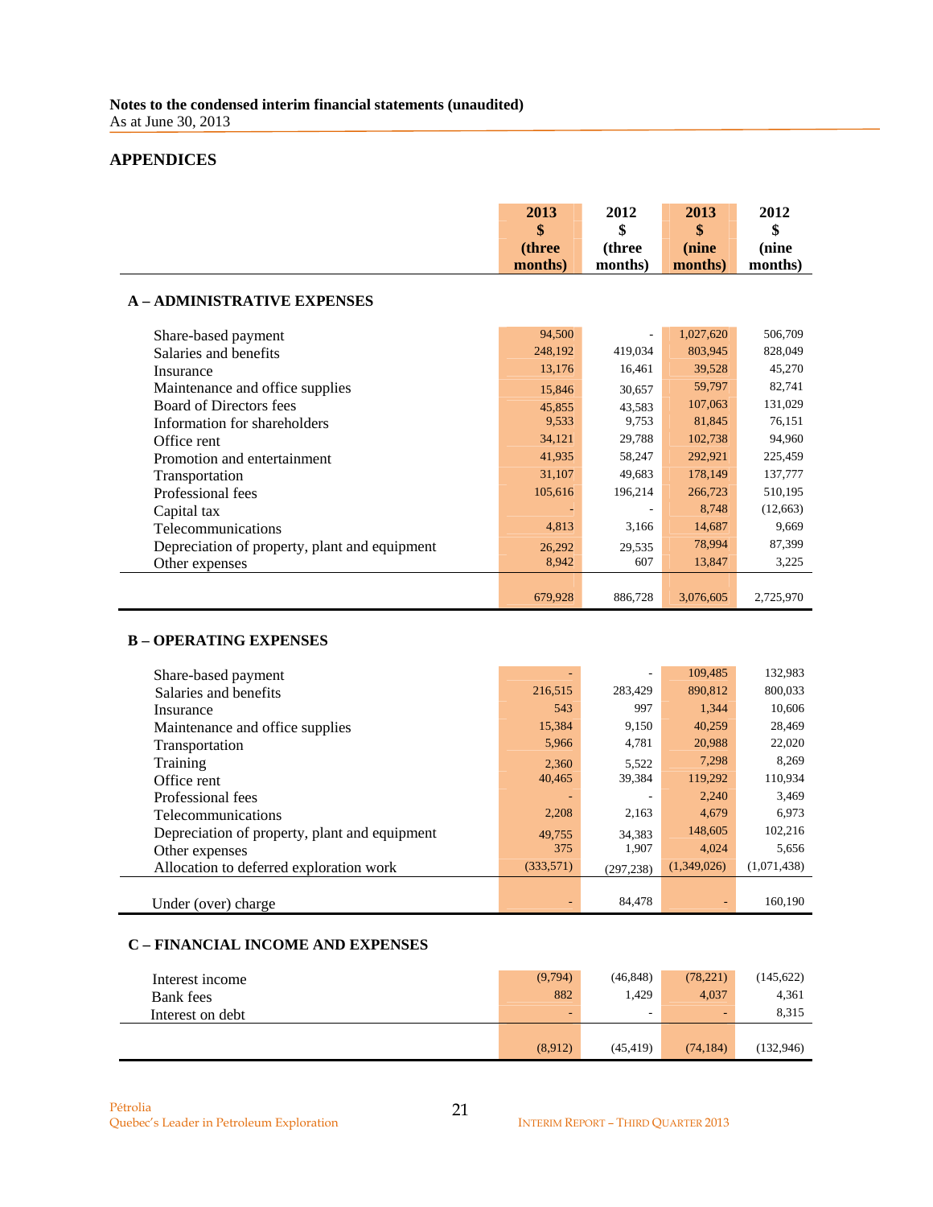**Notes to the condensed interim financial statements (unaudited)**
As at June 30, 2013

## APPENDICES

| | 2013 $ (three months) | 2012 $ (three months) | 2013 $ (nine months) | 2012 $ (nine months) |
|---|---|---|---|---|
| **A – ADMINISTRATIVE EXPENSES** | | | | |
| Share-based payment | 94,500 | - | 1,027,620 | 506,709 |
| Salaries and benefits | 248,192 | 419,034 | 803,945 | 828,049 |
| Insurance | 13,176 | 16,461 | 39,528 | 45,270 |
| Maintenance and office supplies | 15,846 | 30,657 | 59,797 | 82,741 |
| Board of Directors fees | 45,855 | 43,583 | 107,063 | 131,029 |
| Information for shareholders | 9,533 | 9,753 | 81,845 | 76,151 |
| Office rent | 34,121 | 29,788 | 102,738 | 94,960 |
| Promotion and entertainment | 41,935 | 58,247 | 292,921 | 225,459 |
| Transportation | 31,107 | 49,683 | 178,149 | 137,777 |
| Professional fees | 105,616 | 196,214 | 266,723 | 510,195 |
| Capital tax | - | - | 8,748 | (12,663) |
| Telecommunications | 4,813 | 3,166 | 14,687 | 9,669 |
| Depreciation of property, plant and equipment | 26,292 | 29,535 | 78,994 | 87,399 |
| Other expenses | 8,942 | 607 | 13,847 | 3,225 |
| | 679,928 | 886,728 | 3,076,605 | 2,725,970 |
| **B – OPERATING EXPENSES** | | | | |
| Share-based payment | - | - | 109,485 | 132,983 |
| Salaries and benefits | 216,515 | 283,429 | 890,812 | 800,033 |
| Insurance | 543 | 997 | 1,344 | 10,606 |
| Maintenance and office supplies | 15,384 | 9,150 | 40,259 | 28,469 |
| Transportation | 5,966 | 4,781 | 20,988 | 22,020 |
| Training | 2,360 | 5,522 | 7,298 | 8,269 |
| Office rent | 40,465 | 39,384 | 119,292 | 110,934 |
| Professional fees | - | - | 2,240 | 3,469 |
| Telecommunications | 2,208 | 2,163 | 4,679 | 6,973 |
| Depreciation of property, plant and equipment | 49,755 | 34,383 | 148,605 | 102,216 |
| Other expenses | 375 | 1,907 | 4,024 | 5,656 |
| Allocation to deferred exploration work | (333,571) | (297,238) | (1,349,026) | (1,071,438) |
| Under (over) charge | - | 84,478 | - | 160,190 |
| **C – FINANCIAL INCOME AND EXPENSES** | | | | |
| Interest income | (9,794) | (46,848) | (78,221) | (145,622) |
| Bank fees | 882 | 1,429 | 4,037 | 4,361 |
| Interest on debt | - | - | - | 8,315 |
| | (8,912) | (45,419) | (74,184) | (132,946) |